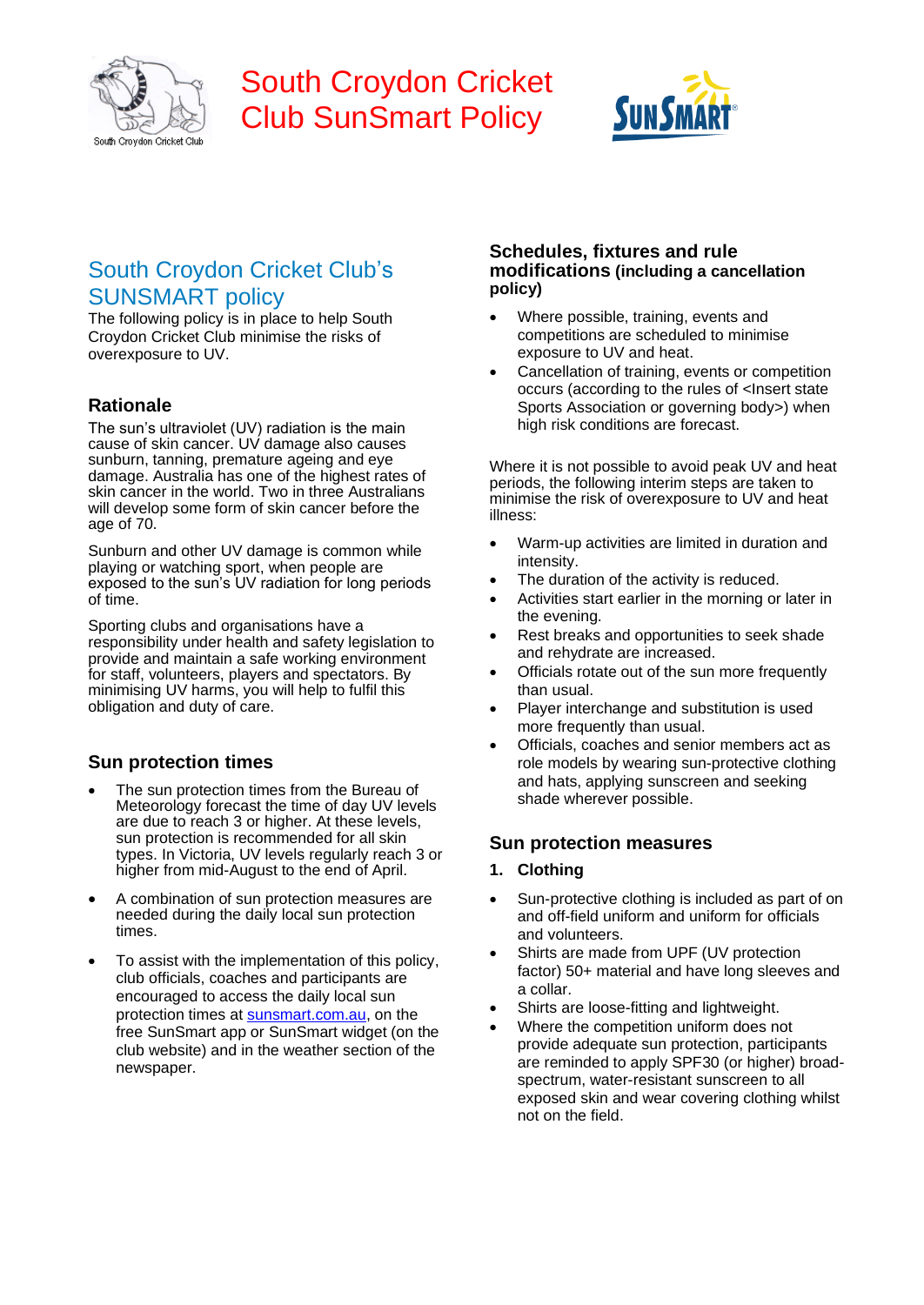# South Croydon Cricket Club SunSmart Policy

## South Croydon Cricket Club's SUNSMART policy

The following policy is in place to help South Croydon Cricket Club minimise the risks of overexposure to UV.

### Rationale

The sun's ultraviolet (UV) radiation is the main cause of skin cancer. UV damage also causes sunburn, tanning, premature ageing and eye damage. Australia has one of the highest rates of skin cancer in the world. Two in three Australians will develop some form of skin cancer before the age of 70.

Sunburn and other UV damage is common while playing or watching sport, when people are exposed to the sun's UV radiation for long periods of time.

Sporting clubs and organisations have a responsibility under health and safety legislation to provide and maintain a safe working environment for staff, volunteers, players and spectators. By minimising UV harms, you will help to fulfil this obligation and duty of care.

### Sun protection times

- The sun protection times from the Bureau of Meteorology forecast the time of day UV levels are due to reach 3 or higher. At these levels, sun protection is recommended for all skin types. In Victoria, UV levels regularly reach 3 or higher from mid-August to the end of April.
- A combination of sun protection measures are needed during the daily local sun protection times.
- To assist with the implementation of this policy, club officials, coaches and participants are encouraged to access the daily local sun protection times at sunsmart.com.au, on the free SunSmart app or SunSmart widget (on the club website) and in the weather section of the newspaper.

### Schedules, fixtures and rule modifications (including a cancellation policy)

- Where possible, training, events and competitions are scheduled to minimise exposure to UV and heat.
- Cancellation of training, events or competition occurs (according to the rules of <Insert state Sports Association or governing body>) when high risk conditions are forecast.

Where it is not possible to avoid peak UV and heat periods, the following interim steps are taken to minimise the risk of overexposure to UV and heat illness:

- Warm-up activities are limited in duration and intensity.
- The duration of the activity is reduced.
- Activities start earlier in the morning or later in the evening.
- Rest breaks and opportunities to seek shade and rehydrate are increased.
- Officials rotate out of the sun more frequently than usual.
- Player interchange and substitution is used more frequently than usual.
- Officials, coaches and senior members act as role models by wearing sun-protective clothing and hats, applying sunscreen and seeking shade wherever possible.

### Sun protection measures

**1. Clothing**

- Sun-protective clothing is included as part of on and off-field uniform and uniform for officials and volunteers.
- Shirts are made from UPF (UV protection factor) 50+ material and have long sleeves and a collar.
- Shirts are loose-fitting and lightweight.
- Where the competition uniform does not provide adequate sun protection, participants are reminded to apply SPF30 (or higher) broad-spectrum, water-resistant sunscreen to all exposed skin and wear covering clothing whilst not on the field.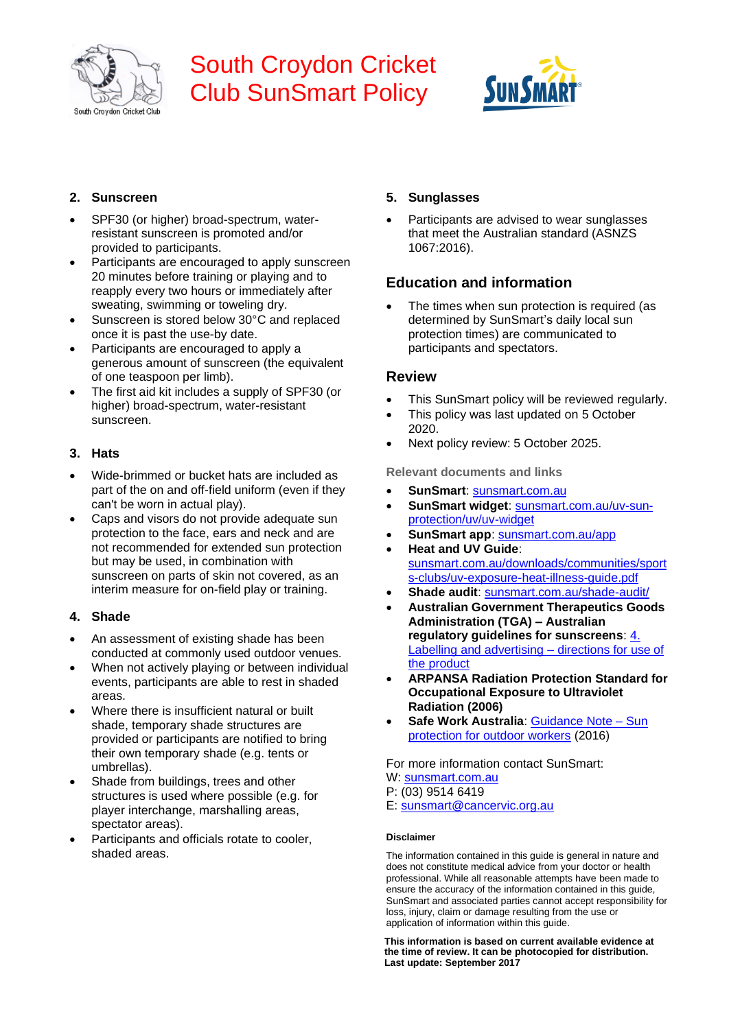# South Croydon Cricket Club SunSmart Policy

## 2. Sunscreen

- SPF30 (or higher) broad-spectrum, water-resistant sunscreen is promoted and/or provided to participants.
- Participants are encouraged to apply sunscreen 20 minutes before training or playing and to reapply every two hours or immediately after sweating, swimming or toweling dry.
- Sunscreen is stored below 30°C and replaced once it is past the use-by date.
- Participants are encouraged to apply a generous amount of sunscreen (the equivalent of one teaspoon per limb).
- The first aid kit includes a supply of SPF30 (or higher) broad-spectrum, water-resistant sunscreen.

## 3. Hats

- Wide-brimmed or bucket hats are included as part of the on and off-field uniform (even if they can't be worn in actual play).
- Caps and visors do not provide adequate sun protection to the face, ears and neck and are not recommended for extended sun protection but may be used, in combination with sunscreen on parts of skin not covered, as an interim measure for on-field play or training.

## 4. Shade

- An assessment of existing shade has been conducted at commonly used outdoor venues.
- When not actively playing or between individual events, participants are able to rest in shaded areas.
- Where there is insufficient natural or built shade, temporary shade structures are provided or participants are notified to bring their own temporary shade (e.g. tents or umbrellas).
- Shade from buildings, trees and other structures is used where possible (e.g. for player interchange, marshalling areas, spectator areas).
- Participants and officials rotate to cooler, shaded areas.

## 5. Sunglasses

- Participants are advised to wear sunglasses that meet the Australian standard (ASNZS 1067:2016).

## Education and information

- The times when sun protection is required (as determined by SunSmart's daily local sun protection times) are communicated to participants and spectators.

## Review

- This SunSmart policy will be reviewed regularly.
- This policy was last updated on 5 October 2020.
- Next policy review: 5 October 2025.

### Relevant documents and links

- **SunSmart**: sunsmart.com.au
- **SunSmart widget**: sunsmart.com.au/uv-sun-protection/uv/uv-widget
- **SunSmart app**: sunsmart.com.au/app
- **Heat and UV Guide**: sunsmart.com.au/downloads/communities/sports-clubs/uv-exposure-heat-illness-guide.pdf
- **Shade audit**: sunsmart.com.au/shade-audit/
- **Australian Government Therapeutics Goods Administration (TGA) – Australian regulatory guidelines for sunscreens**: 4. Labelling and advertising – directions for use of the product
- **ARPANSA Radiation Protection Standard for Occupational Exposure to Ultraviolet Radiation (2006)**
- **Safe Work Australia**: Guidance Note – Sun protection for outdoor workers (2016)

For more information contact SunSmart:
W: sunsmart.com.au
P: (03) 9514 6419
E: sunsmart@cancervic.org.au

**Disclaimer**

The information contained in this guide is general in nature and does not constitute medical advice from your doctor or health professional. While all reasonable attempts have been made to ensure the accuracy of the information contained in this guide, SunSmart and associated parties cannot accept responsibility for loss, injury, claim or damage resulting from the use or application of information within this guide.

**This information is based on current available evidence at the time of review. It can be photocopied for distribution.**
**Last update: September 2017**